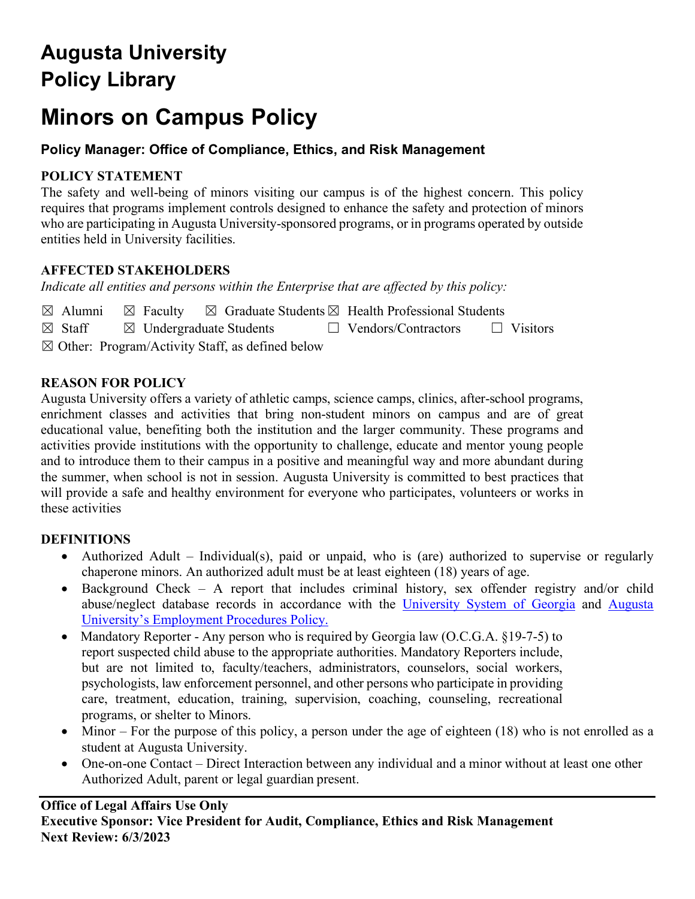# Augusta University
# Policy Library

# Minors on Campus Policy

### Policy Manager: Office of Compliance, Ethics, and Risk Management

**POLICY STATEMENT**

The safety and well-being of minors visiting our campus is of the highest concern. This policy requires that programs implement controls designed to enhance the safety and protection of minors who are participating in Augusta University-sponsored programs, or in programs operated by outside entities held in University facilities.

**AFFECTED STAKEHOLDERS**

*Indicate all entities and persons within the Enterprise that are affected by this policy:*

☒ Alumni ☒ Faculty ☒ Graduate Students ☒ Health Professional Students
☒ Staff ☒ Undergraduate Students ☐ Vendors/Contractors ☐ Visitors
☒ Other: Program/Activity Staff, as defined below

**REASON FOR POLICY**

Augusta University offers a variety of athletic camps, science camps, clinics, after-school programs, enrichment classes and activities that bring non-student minors on campus and are of great educational value, benefiting both the institution and the larger community. These programs and activities provide institutions with the opportunity to challenge, educate and mentor young people and to introduce them to their campus in a positive and meaningful way and more abundant during the summer, when school is not in session. Augusta University is committed to best practices that will provide a safe and healthy environment for everyone who participates, volunteers or works in these activities

**DEFINITIONS**

- Authorized Adult – Individual(s), paid or unpaid, who is (are) authorized to supervise or regularly chaperone minors. An authorized adult must be at least eighteen (18) years of age.
- Background Check – A report that includes criminal history, sex offender registry and/or child abuse/neglect database records in accordance with the University System of Georgia and Augusta University's Employment Procedures Policy.
- Mandatory Reporter - Any person who is required by Georgia law (O.C.G.A. §19-7-5) to report suspected child abuse to the appropriate authorities. Mandatory Reporters include, but are not limited to, faculty/teachers, administrators, counselors, social workers, psychologists, law enforcement personnel, and other persons who participate in providing care, treatment, education, training, supervision, coaching, counseling, recreational programs, or shelter to Minors.
- Minor – For the purpose of this policy, a person under the age of eighteen (18) who is not enrolled as a student at Augusta University.
- One-on-one Contact – Direct Interaction between any individual and a minor without at least one other Authorized Adult, parent or legal guardian present.

**Office of Legal Affairs Use Only**
**Executive Sponsor: Vice President for Audit, Compliance, Ethics and Risk Management**
**Next Review: 6/3/2023**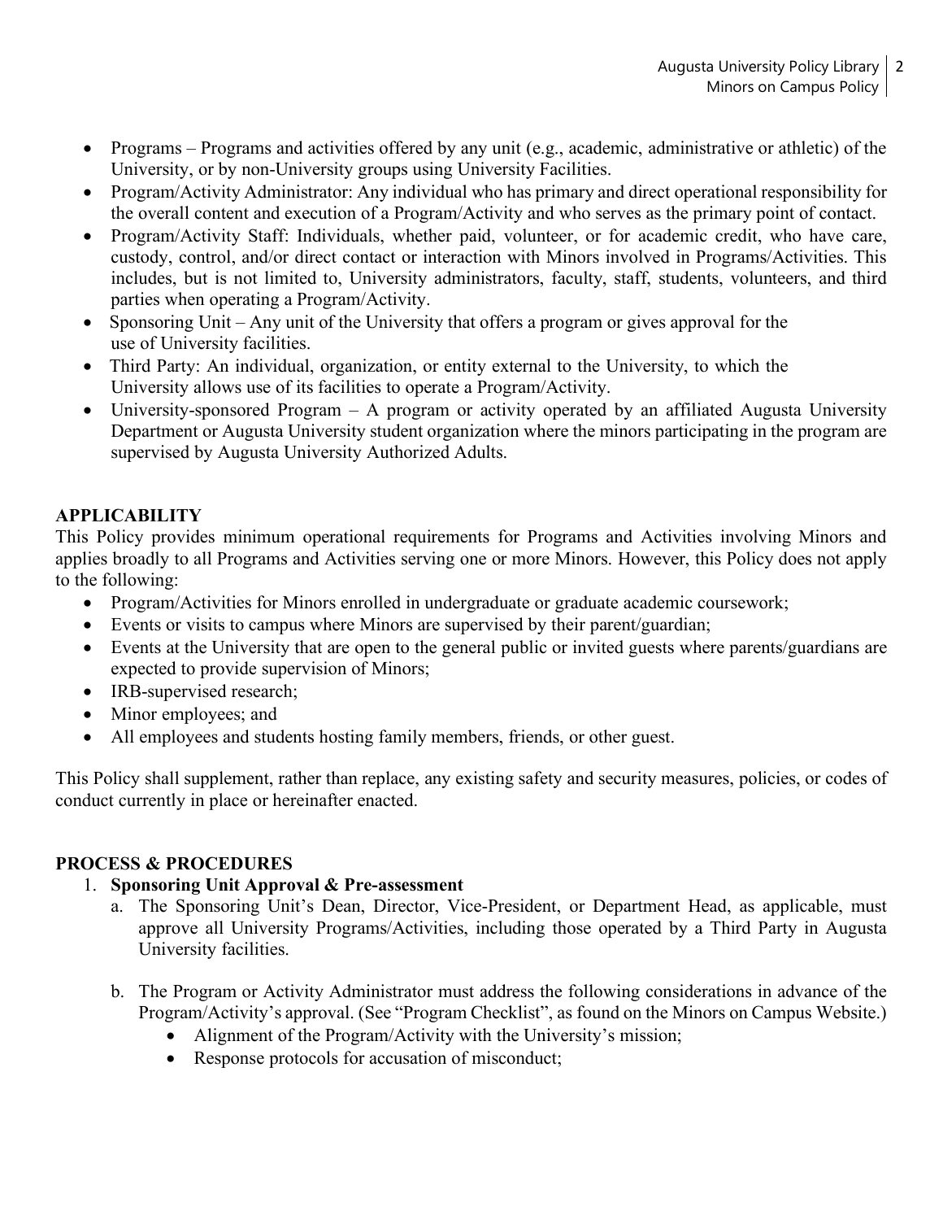- Programs – Programs and activities offered by any unit (e.g., academic, administrative or athletic) of the University, or by non-University groups using University Facilities.
- Program/Activity Administrator: Any individual who has primary and direct operational responsibility for the overall content and execution of a Program/Activity and who serves as the primary point of contact.
- Program/Activity Staff: Individuals, whether paid, volunteer, or for academic credit, who have care, custody, control, and/or direct contact or interaction with Minors involved in Programs/Activities. This includes, but is not limited to, University administrators, faculty, staff, students, volunteers, and third parties when operating a Program/Activity.
- Sponsoring Unit – Any unit of the University that offers a program or gives approval for the use of University facilities.
- Third Party: An individual, organization, or entity external to the University, to which the University allows use of its facilities to operate a Program/Activity.
- University-sponsored Program – A program or activity operated by an affiliated Augusta University Department or Augusta University student organization where the minors participating in the program are supervised by Augusta University Authorized Adults.

**APPLICABILITY**

This Policy provides minimum operational requirements for Programs and Activities involving Minors and applies broadly to all Programs and Activities serving one or more Minors. However, this Policy does not apply to the following:

- Program/Activities for Minors enrolled in undergraduate or graduate academic coursework;
- Events or visits to campus where Minors are supervised by their parent/guardian;
- Events at the University that are open to the general public or invited guests where parents/guardians are expected to provide supervision of Minors;
- IRB-supervised research;
- Minor employees; and
- All employees and students hosting family members, friends, or other guest.

This Policy shall supplement, rather than replace, any existing safety and security measures, policies, or codes of conduct currently in place or hereinafter enacted.

**PROCESS & PROCEDURES**

1. **Sponsoring Unit Approval & Pre-assessment**
   a. The Sponsoring Unit's Dean, Director, Vice-President, or Department Head, as applicable, must approve all University Programs/Activities, including those operated by a Third Party in Augusta University facilities.

   b. The Program or Activity Administrator must address the following considerations in advance of the Program/Activity's approval. (See "Program Checklist", as found on the Minors on Campus Website.)
      - Alignment of the Program/Activity with the University's mission;
      - Response protocols for accusation of misconduct;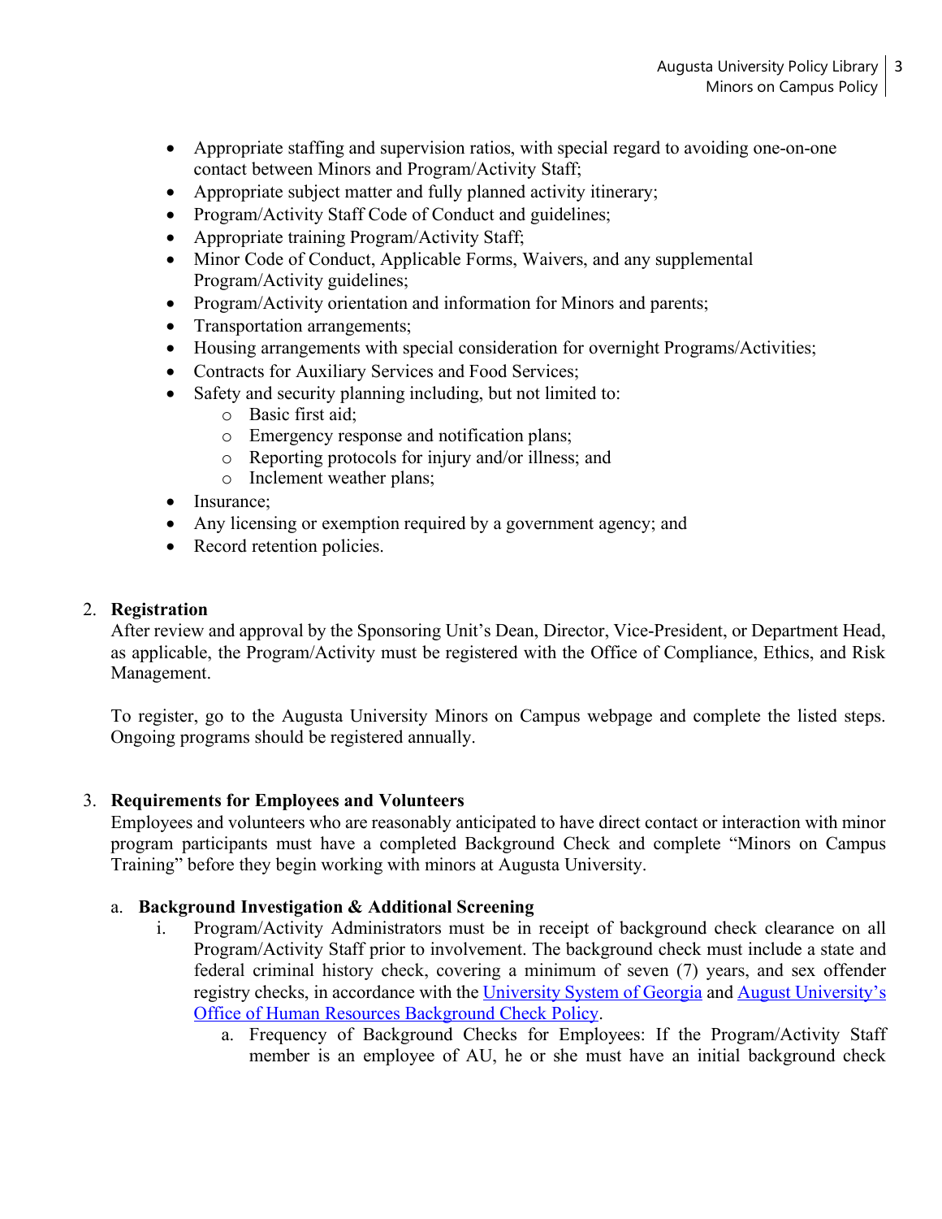- Appropriate staffing and supervision ratios, with special regard to avoiding one-on-one contact between Minors and Program/Activity Staff;
- Appropriate subject matter and fully planned activity itinerary;
- Program/Activity Staff Code of Conduct and guidelines;
- Appropriate training Program/Activity Staff;
- Minor Code of Conduct, Applicable Forms, Waivers, and any supplemental Program/Activity guidelines;
- Program/Activity orientation and information for Minors and parents;
- Transportation arrangements;
- Housing arrangements with special consideration for overnight Programs/Activities;
- Contracts for Auxiliary Services and Food Services;
- Safety and security planning including, but not limited to:
  - Basic first aid;
  - Emergency response and notification plans;
  - Reporting protocols for injury and/or illness; and
  - Inclement weather plans;
- Insurance;
- Any licensing or exemption required by a government agency; and
- Record retention policies.

2. **Registration**

   After review and approval by the Sponsoring Unit's Dean, Director, Vice-President, or Department Head, as applicable, the Program/Activity must be registered with the Office of Compliance, Ethics, and Risk Management.

   To register, go to the Augusta University Minors on Campus webpage and complete the listed steps. Ongoing programs should be registered annually.

3. **Requirements for Employees and Volunteers**

   Employees and volunteers who are reasonably anticipated to have direct contact or interaction with minor program participants must have a completed Background Check and complete "Minors on Campus Training" before they begin working with minors at Augusta University.

   a. **Background Investigation & Additional Screening**

      i. Program/Activity Administrators must be in receipt of background check clearance on all Program/Activity Staff prior to involvement. The background check must include a state and federal criminal history check, covering a minimum of seven (7) years, and sex offender registry checks, in accordance with the [University System of Georgia]() and [August University's Office of Human Resources Background Check Policy]().

         a. Frequency of Background Checks for Employees: If the Program/Activity Staff member is an employee of AU, he or she must have an initial background check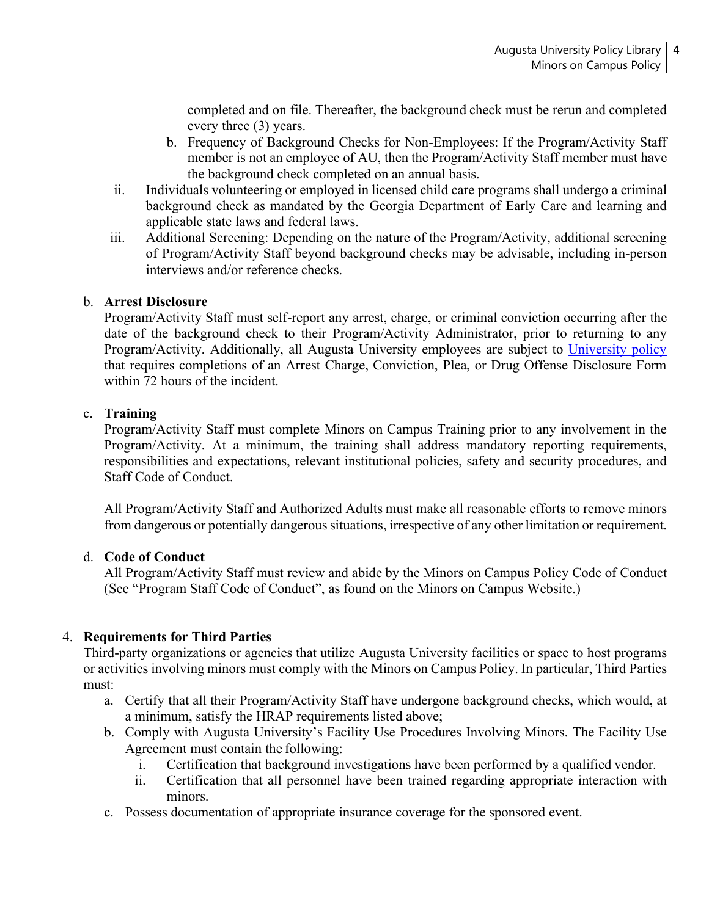completed and on file. Thereafter, the background check must be rerun and completed every three (3) years.

b. Frequency of Background Checks for Non-Employees: If the Program/Activity Staff member is not an employee of AU, then the Program/Activity Staff member must have the background check completed on an annual basis.

ii. Individuals volunteering or employed in licensed child care programs shall undergo a criminal background check as mandated by the Georgia Department of Early Care and learning and applicable state laws and federal laws.

iii. Additional Screening: Depending on the nature of the Program/Activity, additional screening of Program/Activity Staff beyond background checks may be advisable, including in-person interviews and/or reference checks.

b. **Arrest Disclosure**

Program/Activity Staff must self-report any arrest, charge, or criminal conviction occurring after the date of the background check to their Program/Activity Administrator, prior to returning to any Program/Activity. Additionally, all Augusta University employees are subject to University policy that requires completions of an Arrest Charge, Conviction, Plea, or Drug Offense Disclosure Form within 72 hours of the incident.

c. **Training**

Program/Activity Staff must complete Minors on Campus Training prior to any involvement in the Program/Activity. At a minimum, the training shall address mandatory reporting requirements, responsibilities and expectations, relevant institutional policies, safety and security procedures, and Staff Code of Conduct.

All Program/Activity Staff and Authorized Adults must make all reasonable efforts to remove minors from dangerous or potentially dangerous situations, irrespective of any other limitation or requirement.

d. **Code of Conduct**

All Program/Activity Staff must review and abide by the Minors on Campus Policy Code of Conduct (See "Program Staff Code of Conduct", as found on the Minors on Campus Website.)

4. **Requirements for Third Parties**

Third-party organizations or agencies that utilize Augusta University facilities or space to host programs or activities involving minors must comply with the Minors on Campus Policy. In particular, Third Parties must:

a. Certify that all their Program/Activity Staff have undergone background checks, which would, at a minimum, satisfy the HRAP requirements listed above;
b. Comply with Augusta University's Facility Use Procedures Involving Minors. The Facility Use Agreement must contain the following:
    i. Certification that background investigations have been performed by a qualified vendor.
    ii. Certification that all personnel have been trained regarding appropriate interaction with minors.
c. Possess documentation of appropriate insurance coverage for the sponsored event.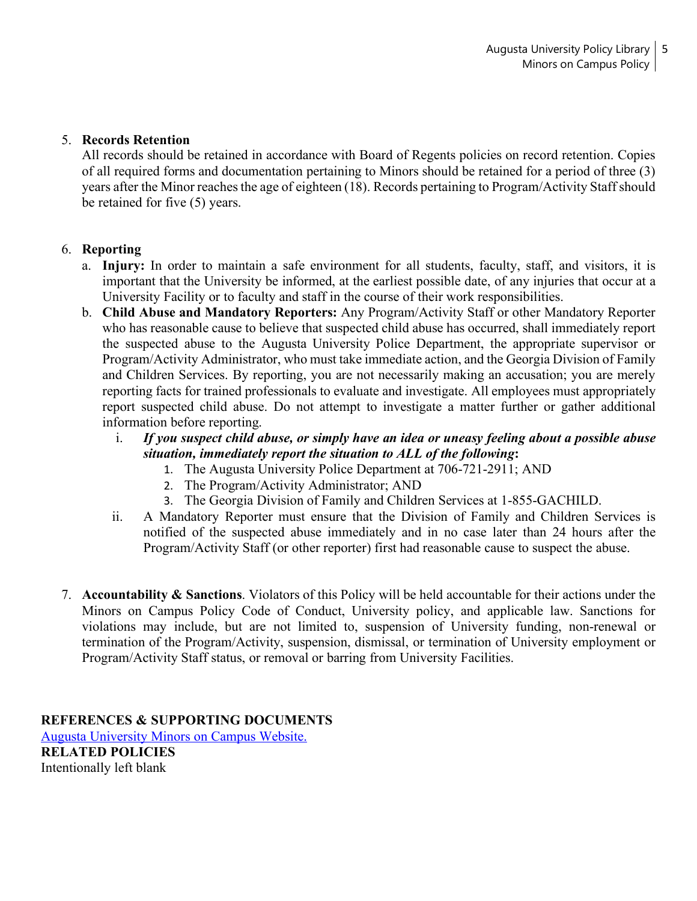5. **Records Retention**
   All records should be retained in accordance with Board of Regents policies on record retention. Copies of all required forms and documentation pertaining to Minors should be retained for a period of three (3) years after the Minor reaches the age of eighteen (18). Records pertaining to Program/Activity Staff should be retained for five (5) years.

6. **Reporting**
   a. **Injury:** In order to maintain a safe environment for all students, faculty, staff, and visitors, it is important that the University be informed, at the earliest possible date, of any injuries that occur at a University Facility or to faculty and staff in the course of their work responsibilities.
   b. **Child Abuse and Mandatory Reporters:** Any Program/Activity Staff or other Mandatory Reporter who has reasonable cause to believe that suspected child abuse has occurred, shall immediately report the suspected abuse to the Augusta University Police Department, the appropriate supervisor or Program/Activity Administrator, who must take immediate action, and the Georgia Division of Family and Children Services. By reporting, you are not necessarily making an accusation; you are merely reporting facts for trained professionals to evaluate and investigate. All employees must appropriately report suspected child abuse. Do not attempt to investigate a matter further or gather additional information before reporting.
      i. ***If you suspect child abuse, or simply have an idea or uneasy feeling about a possible abuse situation, immediately report the situation to ALL of the following*:**
         1. The Augusta University Police Department at 706-721-2911; AND
         2. The Program/Activity Administrator; AND
         3. The Georgia Division of Family and Children Services at 1-855-GACHILD.
      ii. A Mandatory Reporter must ensure that the Division of Family and Children Services is notified of the suspected abuse immediately and in no case later than 24 hours after the Program/Activity Staff (or other reporter) first had reasonable cause to suspect the abuse.

7. **Accountability & Sanctions**. Violators of this Policy will be held accountable for their actions under the Minors on Campus Policy Code of Conduct, University policy, and applicable law. Sanctions for violations may include, but are not limited to, suspension of University funding, non-renewal or termination of the Program/Activity, suspension, dismissal, or termination of University employment or Program/Activity Staff status, or removal or barring from University Facilities.

**REFERENCES & SUPPORTING DOCUMENTS**
Augusta University Minors on Campus Website.
**RELATED POLICIES**
Intentionally left blank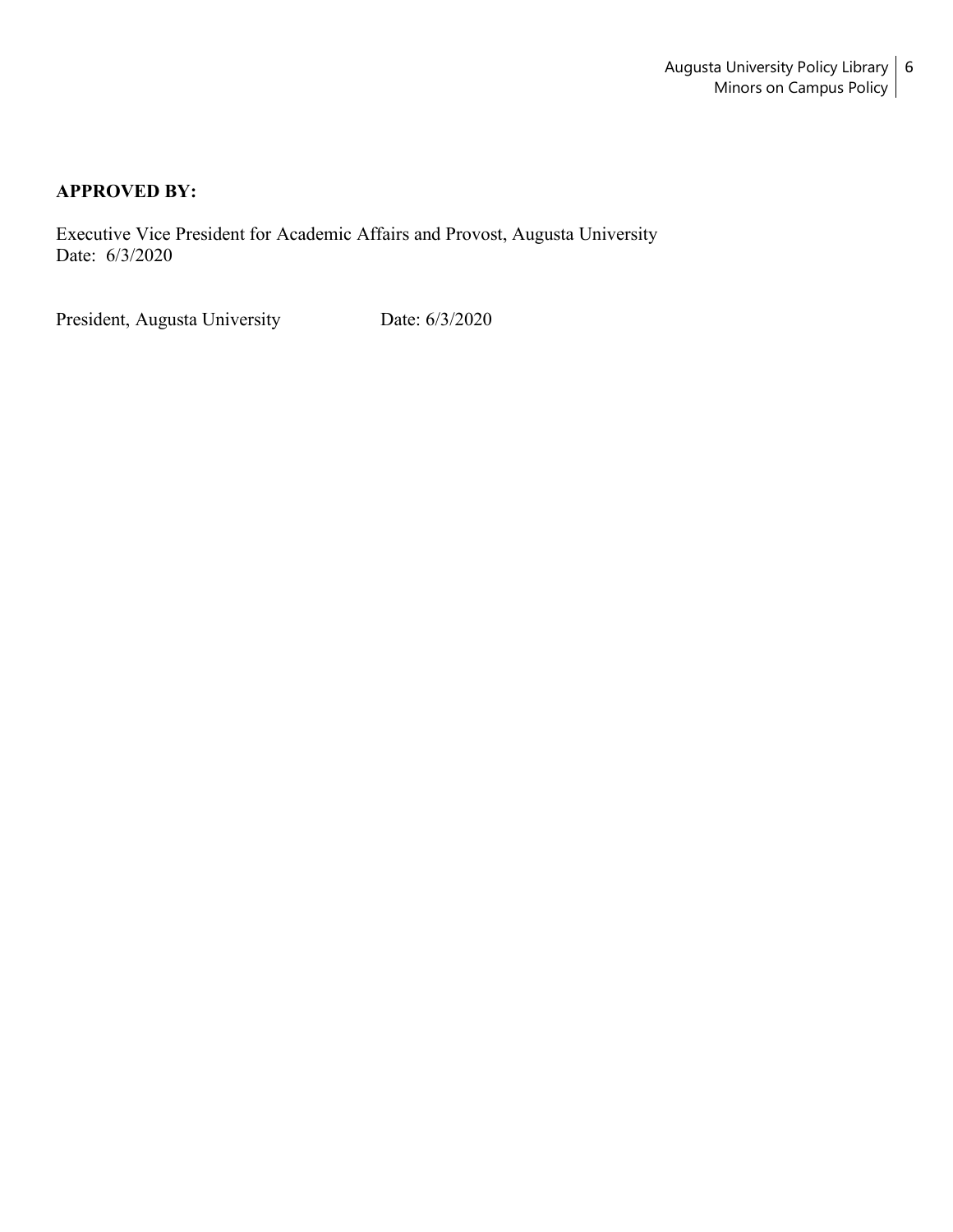**APPROVED BY:**

Executive Vice President for Academic Affairs and Provost, Augusta University
Date: 6/3/2020

President, Augusta University Date: 6/3/2020